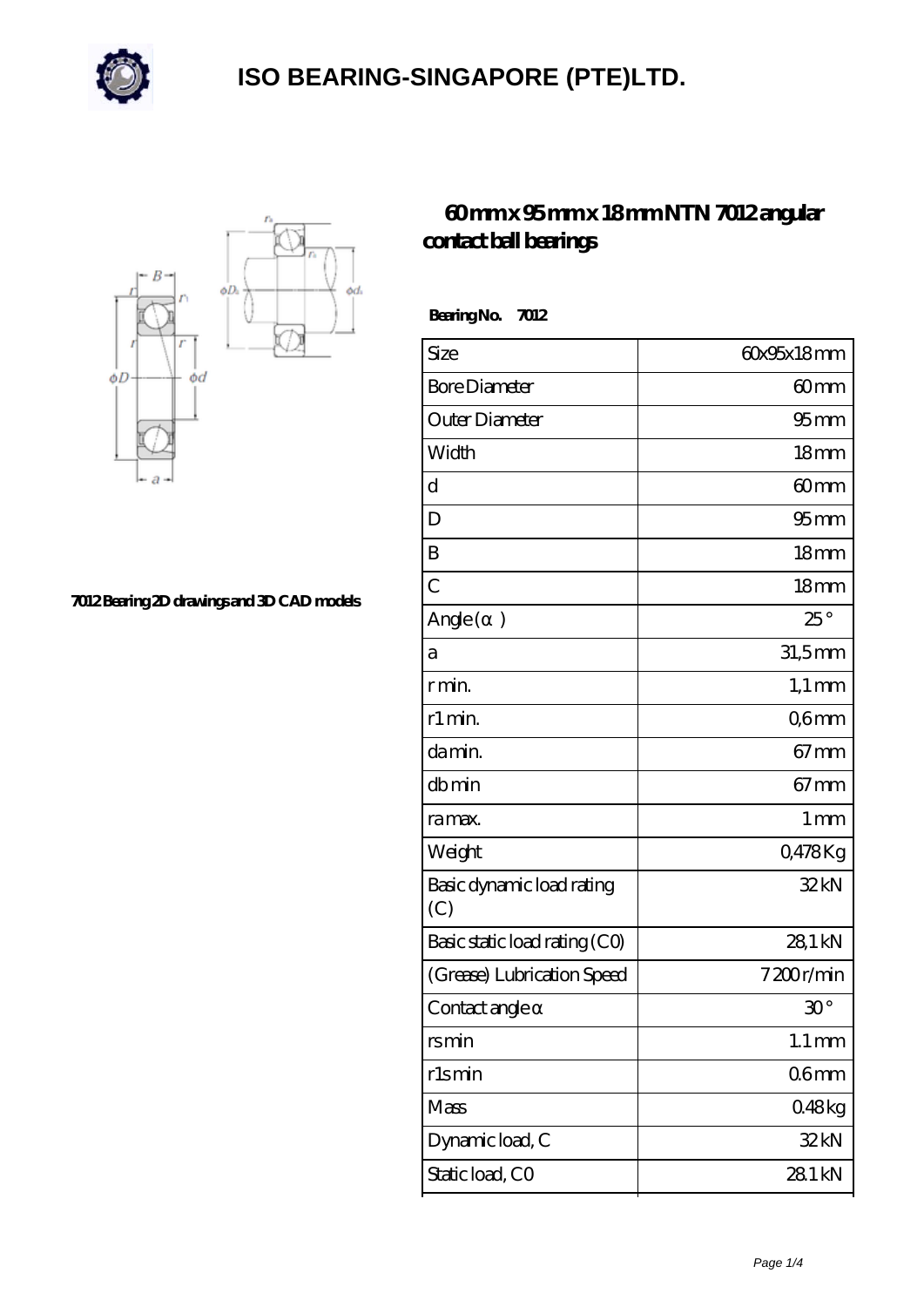# ISO BEARING-SINGAPORE (PTE)LTD.

7012 Bearing 2D drawings and 3D CAD models

## 60 mm x 95 mm x 18 mm NTN 7012 angular contact ball bearings

**Bearing No. 7012**

| | |
|---|---|
| Size | 60x95x18 mm |
| Bore Diameter | 60 mm |
| Outer Diameter | 95 mm |
| Width | 18 mm |
| d | 60 mm |
| D | 95 mm |
| B | 18 mm |
| C | 18 mm |
| Angle ( α ) | 25 ° |
| a | 31,5 mm |
| r min. | 1,1 mm |
| r1 min. | 0,6 mm |
| da min. | 67 mm |
| db min | 67 mm |
| ra max. | 1 mm |
| Weight | 0,478 Kg |
| Basic dynamic load rating (C) | 32 kN |
| Basic static load rating (C0) | 28,1 kN |
| (Grease) Lubrication Speed | 7 200 r/min |
| Contact angle α | 30 ° |
| rs min | 1.1 mm |
| r1s min | 0.6 mm |
| Mass | 0.48 kg |
| Dynamic load, C | 32 kN |
| Static load, C0 | 28.1 kN |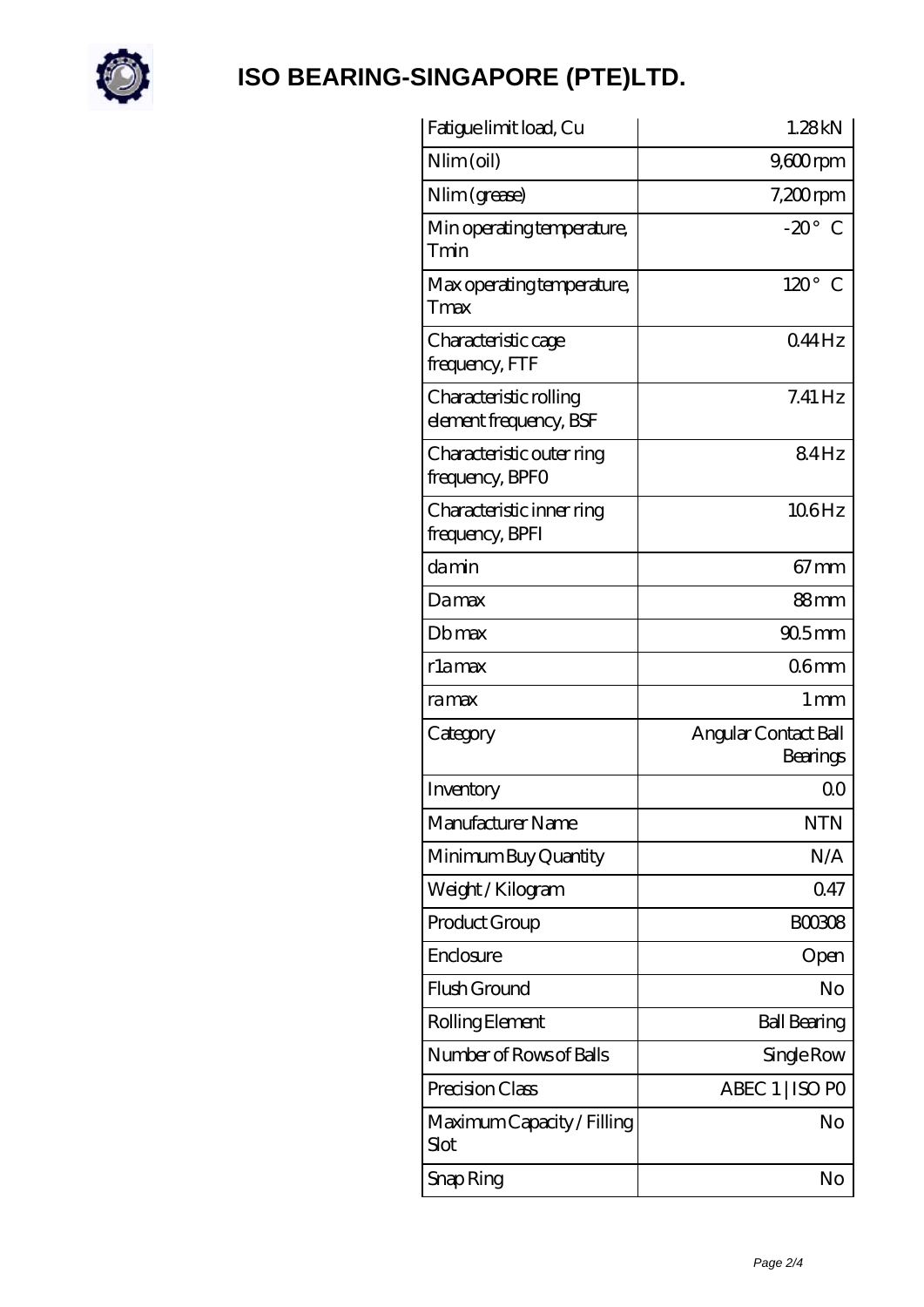# ISO BEARING-SINGAPORE (PTE)LTD.

| | |
|---|---|
| Fatigue limit load, Cu | 1.28 kN |
| Nlim (oil) | 9,600 rpm |
| Nlim (grease) | 7,200 rpm |
| Min operating temperature, Tmin | -20 ° C |
| Max operating temperature, Tmax | 120 ° C |
| Characteristic cage frequency, FTF | 0.44 Hz |
| Characteristic rolling element frequency, BSF | 7.41 Hz |
| Characteristic outer ring frequency, BPFO | 8.4 Hz |
| Characteristic inner ring frequency, BPFI | 10.6 Hz |
| da min | 67 mm |
| Da max | 88 mm |
| Db max | 90.5 mm |
| r1a max | 0.6 mm |
| ra max | 1 mm |
| Category | Angular Contact Ball Bearings |
| Inventory | 0.0 |
| Manufacturer Name | NTN |
| Minimum Buy Quantity | N/A |
| Weight / Kilogram | 0.47 |
| Product Group | B00308 |
| Enclosure | Open |
| Flush Ground | No |
| Rolling Element | Ball Bearing |
| Number of Rows of Balls | Single Row |
| Precision Class | ABEC 1 \| ISO P0 |
| Maximum Capacity / Filling Slot | No |
| Snap Ring | No |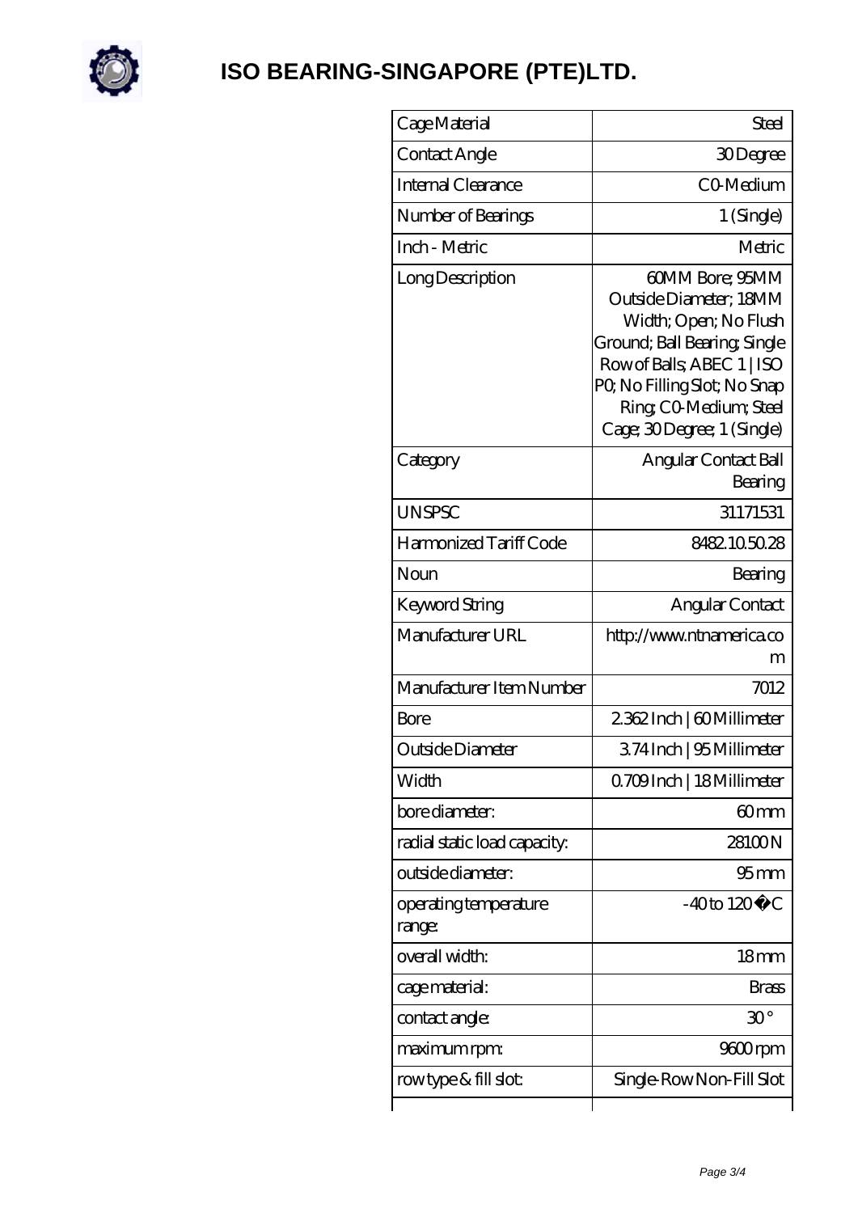# ISO BEARING-SINGAPORE (PTE)LTD.

| | |
|---|---|
| Cage Material | Steel |
| Contact Angle | 30 Degree |
| Internal Clearance | C0-Medium |
| Number of Bearings | 1 (Single) |
| Inch - Metric | Metric |
| Long Description | 60MM Bore; 95MM Outside Diameter; 18MM Width; Open; No Flush Ground; Ball Bearing; Single Row of Balls; ABEC 1 \| ISO P0; No Filling Slot; No Snap Ring; C0-Medium; Steel Cage; 30 Degree; 1 (Single) |
| Category | Angular Contact Ball Bearing |
| UNSPSC | 31171531 |
| Harmonized Tariff Code | 8482.10.50.28 |
| Noun | Bearing |
| Keyword String | Angular Contact |
| Manufacturer URL | http://www.ntnamerica.com |
| Manufacturer Item Number | 7012 |
| Bore | 2.362 Inch \| 60 Millimeter |
| Outside Diameter | 3.74 Inch \| 95 Millimeter |
| Width | 0.709 Inch \| 18 Millimeter |
| bore diameter: | 60 mm |
| radial static load capacity: | 28100 N |
| outside diameter: | 95 mm |
| operating temperature range: | -40 to 120 °C |
| overall width: | 18 mm |
| cage material: | Brass |
| contact angle: | 30 ° |
| maximum rpm: | 9600 rpm |
| row type & fill slot: | Single-Row Non-Fill Slot |
| | |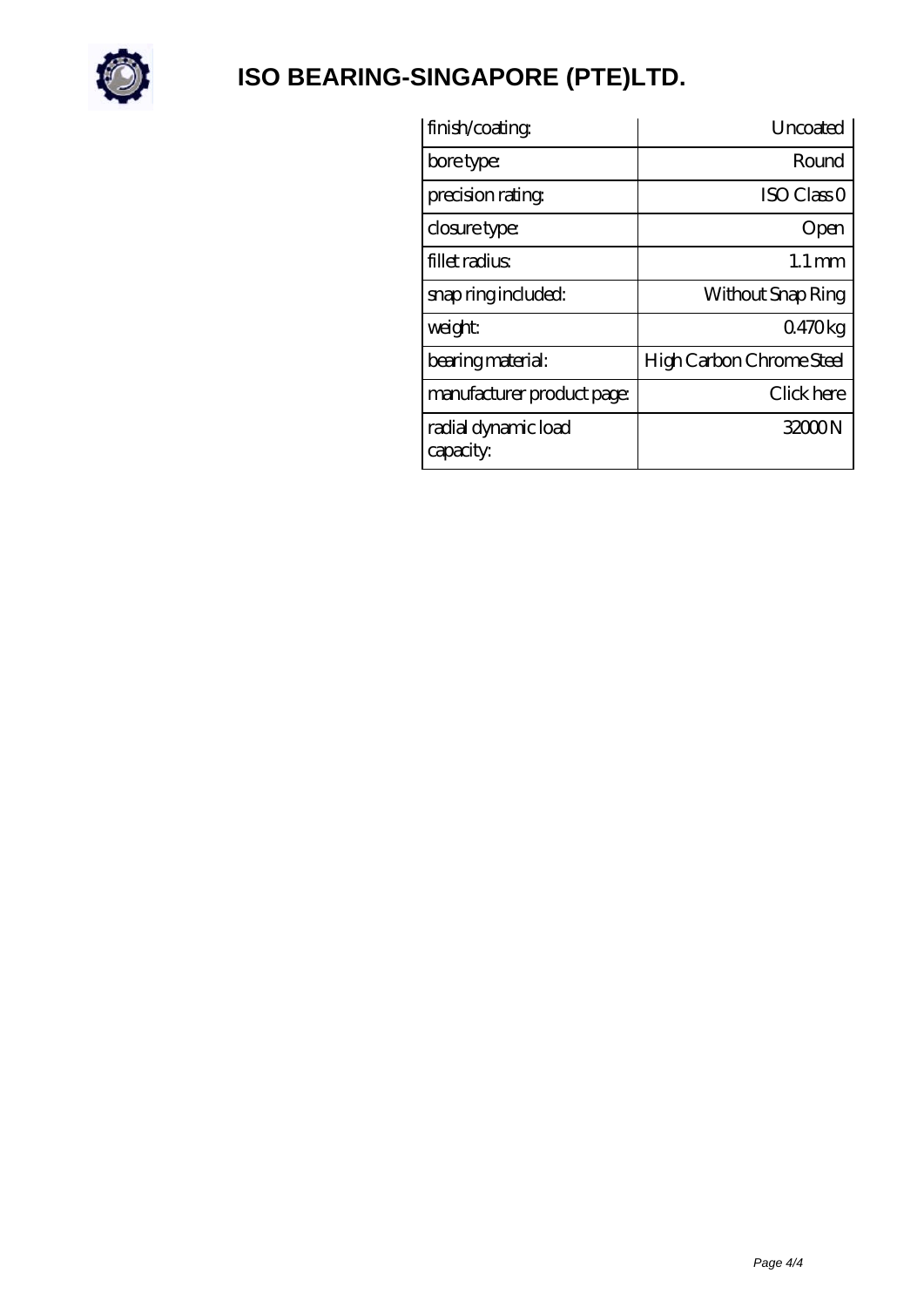| | |
|---|---|
| finish/coating: | Uncoated |
| bore type: | Round |
| precision rating: | ISO Class 0 |
| closure type: | Open |
| fillet radius: | 1.1 mm |
| snap ring included: | Without Snap Ring |
| weight: | 0.470 kg |
| bearing material: | High Carbon Chrome Steel |
| manufacturer product page: | Click here |
| radial dynamic load capacity: | 32000 N |